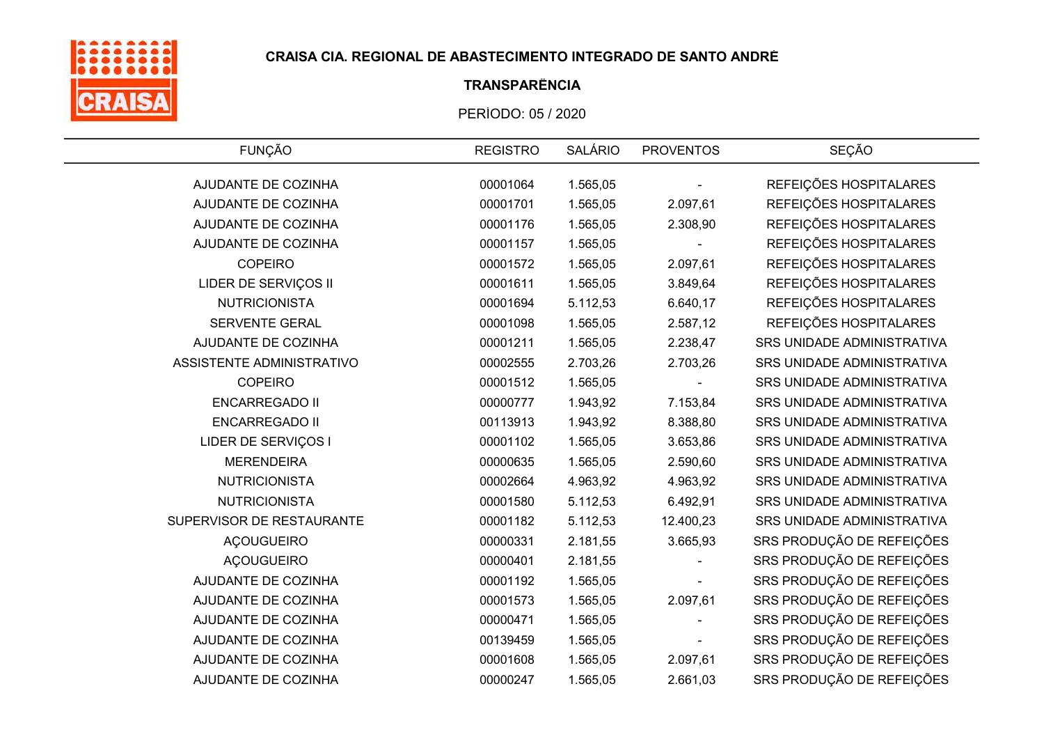**CRAISA CIA. REGIONAL DE ABASTECIMENTO INTEGRADO DE SANTO ANDRÉ**

**TRANSPARÊNCIA**

PERÍODO: 05 / 2020

| FUNÇÃO | REGISTRO | SALÁRIO | PROVENTOS | SEÇÃO |
|---|---|---|---|---|
| AJUDANTE DE COZINHA | 00001064 | 1.565,05 | - | REFEIÇÕES HOSPITALARES |
| AJUDANTE DE COZINHA | 00001701 | 1.565,05 | 2.097,61 | REFEIÇÕES HOSPITALARES |
| AJUDANTE DE COZINHA | 00001176 | 1.565,05 | 2.308,90 | REFEIÇÕES HOSPITALARES |
| AJUDANTE DE COZINHA | 00001157 | 1.565,05 | - | REFEIÇÕES HOSPITALARES |
| COPEIRO | 00001572 | 1.565,05 | 2.097,61 | REFEIÇÕES HOSPITALARES |
| LIDER DE SERVIÇOS II | 00001611 | 1.565,05 | 3.849,64 | REFEIÇÕES HOSPITALARES |
| NUTRICIONISTA | 00001694 | 5.112,53 | 6.640,17 | REFEIÇÕES HOSPITALARES |
| SERVENTE GERAL | 00001098 | 1.565,05 | 2.587,12 | REFEIÇÕES HOSPITALARES |
| AJUDANTE DE COZINHA | 00001211 | 1.565,05 | 2.238,47 | SRS UNIDADE ADMINISTRATIVA |
| ASSISTENTE ADMINISTRATIVO | 00002555 | 2.703,26 | 2.703,26 | SRS UNIDADE ADMINISTRATIVA |
| COPEIRO | 00001512 | 1.565,05 | - | SRS UNIDADE ADMINISTRATIVA |
| ENCARREGADO II | 00000777 | 1.943,92 | 7.153,84 | SRS UNIDADE ADMINISTRATIVA |
| ENCARREGADO II | 00113913 | 1.943,92 | 8.388,80 | SRS UNIDADE ADMINISTRATIVA |
| LIDER DE SERVIÇOS I | 00001102 | 1.565,05 | 3.653,86 | SRS UNIDADE ADMINISTRATIVA |
| MERENDEIRA | 00000635 | 1.565,05 | 2.590,60 | SRS UNIDADE ADMINISTRATIVA |
| NUTRICIONISTA | 00002664 | 4.963,92 | 4.963,92 | SRS UNIDADE ADMINISTRATIVA |
| NUTRICIONISTA | 00001580 | 5.112,53 | 6.492,91 | SRS UNIDADE ADMINISTRATIVA |
| SUPERVISOR DE RESTAURANTE | 00001182 | 5.112,53 | 12.400,23 | SRS UNIDADE ADMINISTRATIVA |
| AÇOUGUEIRO | 00000331 | 2.181,55 | 3.665,93 | SRS PRODUÇÃO DE REFEIÇÕES |
| AÇOUGUEIRO | 00000401 | 2.181,55 | - | SRS PRODUÇÃO DE REFEIÇÕES |
| AJUDANTE DE COZINHA | 00001192 | 1.565,05 | - | SRS PRODUÇÃO DE REFEIÇÕES |
| AJUDANTE DE COZINHA | 00001573 | 1.565,05 | 2.097,61 | SRS PRODUÇÃO DE REFEIÇÕES |
| AJUDANTE DE COZINHA | 00000471 | 1.565,05 | - | SRS PRODUÇÃO DE REFEIÇÕES |
| AJUDANTE DE COZINHA | 00139459 | 1.565,05 | - | SRS PRODUÇÃO DE REFEIÇÕES |
| AJUDANTE DE COZINHA | 00001608 | 1.565,05 | 2.097,61 | SRS PRODUÇÃO DE REFEIÇÕES |
| AJUDANTE DE COZINHA | 00000247 | 1.565,05 | 2.661,03 | SRS PRODUÇÃO DE REFEIÇÕES |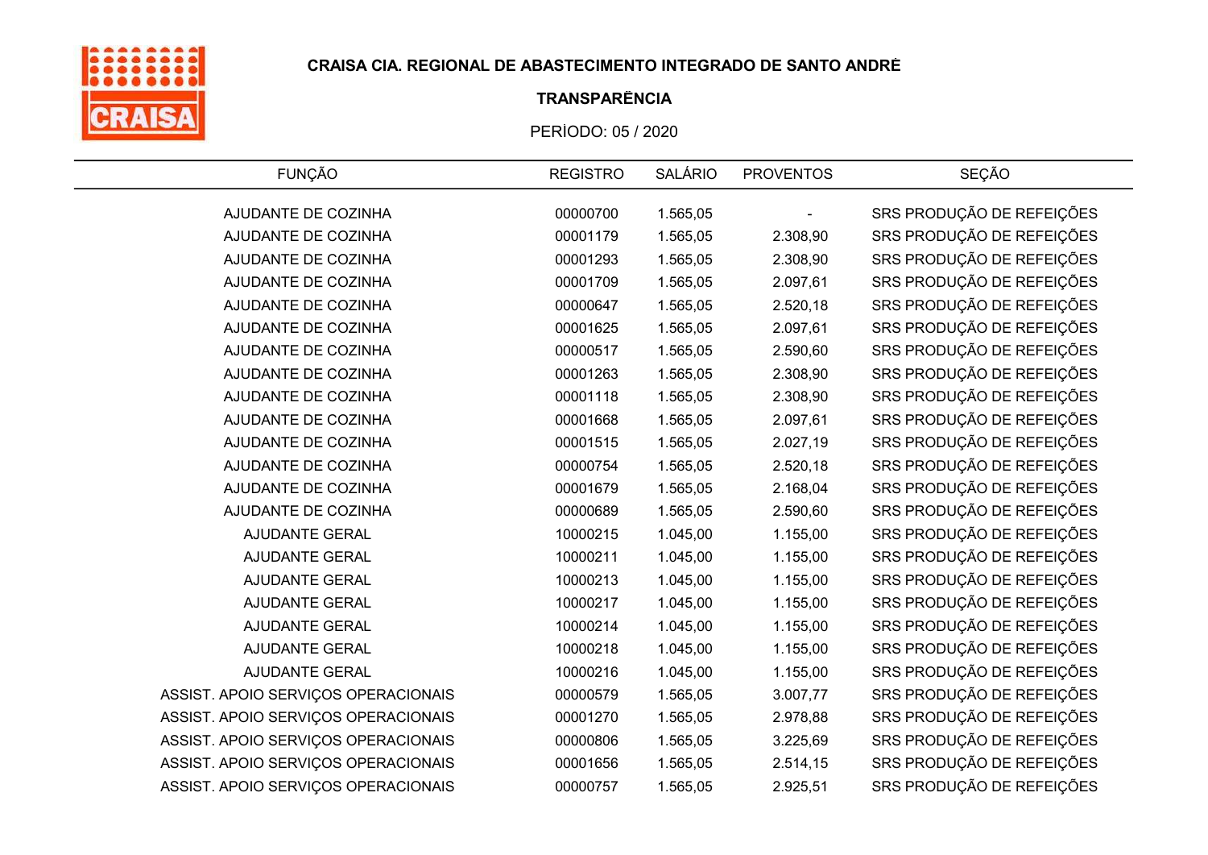**CRAISA CIA. REGIONAL DE ABASTECIMENTO INTEGRADO DE SANTO ANDRÉ**

**TRANSPARÊNCIA**

PERÍODO: 05 / 2020

| FUNÇÃO | REGISTRO | SALÁRIO | PROVENTOS | SEÇÃO |
|---|---|---|---|---|
| AJUDANTE DE COZINHA | 00000700 | 1.565,05 | - | SRS PRODUÇÃO DE REFEIÇÕES |
| AJUDANTE DE COZINHA | 00001179 | 1.565,05 | 2.308,90 | SRS PRODUÇÃO DE REFEIÇÕES |
| AJUDANTE DE COZINHA | 00001293 | 1.565,05 | 2.308,90 | SRS PRODUÇÃO DE REFEIÇÕES |
| AJUDANTE DE COZINHA | 00001709 | 1.565,05 | 2.097,61 | SRS PRODUÇÃO DE REFEIÇÕES |
| AJUDANTE DE COZINHA | 00000647 | 1.565,05 | 2.520,18 | SRS PRODUÇÃO DE REFEIÇÕES |
| AJUDANTE DE COZINHA | 00001625 | 1.565,05 | 2.097,61 | SRS PRODUÇÃO DE REFEIÇÕES |
| AJUDANTE DE COZINHA | 00000517 | 1.565,05 | 2.590,60 | SRS PRODUÇÃO DE REFEIÇÕES |
| AJUDANTE DE COZINHA | 00001263 | 1.565,05 | 2.308,90 | SRS PRODUÇÃO DE REFEIÇÕES |
| AJUDANTE DE COZINHA | 00001118 | 1.565,05 | 2.308,90 | SRS PRODUÇÃO DE REFEIÇÕES |
| AJUDANTE DE COZINHA | 00001668 | 1.565,05 | 2.097,61 | SRS PRODUÇÃO DE REFEIÇÕES |
| AJUDANTE DE COZINHA | 00001515 | 1.565,05 | 2.027,19 | SRS PRODUÇÃO DE REFEIÇÕES |
| AJUDANTE DE COZINHA | 00000754 | 1.565,05 | 2.520,18 | SRS PRODUÇÃO DE REFEIÇÕES |
| AJUDANTE DE COZINHA | 00001679 | 1.565,05 | 2.168,04 | SRS PRODUÇÃO DE REFEIÇÕES |
| AJUDANTE DE COZINHA | 00000689 | 1.565,05 | 2.590,60 | SRS PRODUÇÃO DE REFEIÇÕES |
| AJUDANTE GERAL | 10000215 | 1.045,00 | 1.155,00 | SRS PRODUÇÃO DE REFEIÇÕES |
| AJUDANTE GERAL | 10000211 | 1.045,00 | 1.155,00 | SRS PRODUÇÃO DE REFEIÇÕES |
| AJUDANTE GERAL | 10000213 | 1.045,00 | 1.155,00 | SRS PRODUÇÃO DE REFEIÇÕES |
| AJUDANTE GERAL | 10000217 | 1.045,00 | 1.155,00 | SRS PRODUÇÃO DE REFEIÇÕES |
| AJUDANTE GERAL | 10000214 | 1.045,00 | 1.155,00 | SRS PRODUÇÃO DE REFEIÇÕES |
| AJUDANTE GERAL | 10000218 | 1.045,00 | 1.155,00 | SRS PRODUÇÃO DE REFEIÇÕES |
| AJUDANTE GERAL | 10000216 | 1.045,00 | 1.155,00 | SRS PRODUÇÃO DE REFEIÇÕES |
| ASSIST. APOIO SERVIÇOS OPERACIONAIS | 00000579 | 1.565,05 | 3.007,77 | SRS PRODUÇÃO DE REFEIÇÕES |
| ASSIST. APOIO SERVIÇOS OPERACIONAIS | 00001270 | 1.565,05 | 2.978,88 | SRS PRODUÇÃO DE REFEIÇÕES |
| ASSIST. APOIO SERVIÇOS OPERACIONAIS | 00000806 | 1.565,05 | 3.225,69 | SRS PRODUÇÃO DE REFEIÇÕES |
| ASSIST. APOIO SERVIÇOS OPERACIONAIS | 00001656 | 1.565,05 | 2.514,15 | SRS PRODUÇÃO DE REFEIÇÕES |
| ASSIST. APOIO SERVIÇOS OPERACIONAIS | 00000757 | 1.565,05 | 2.925,51 | SRS PRODUÇÃO DE REFEIÇÕES |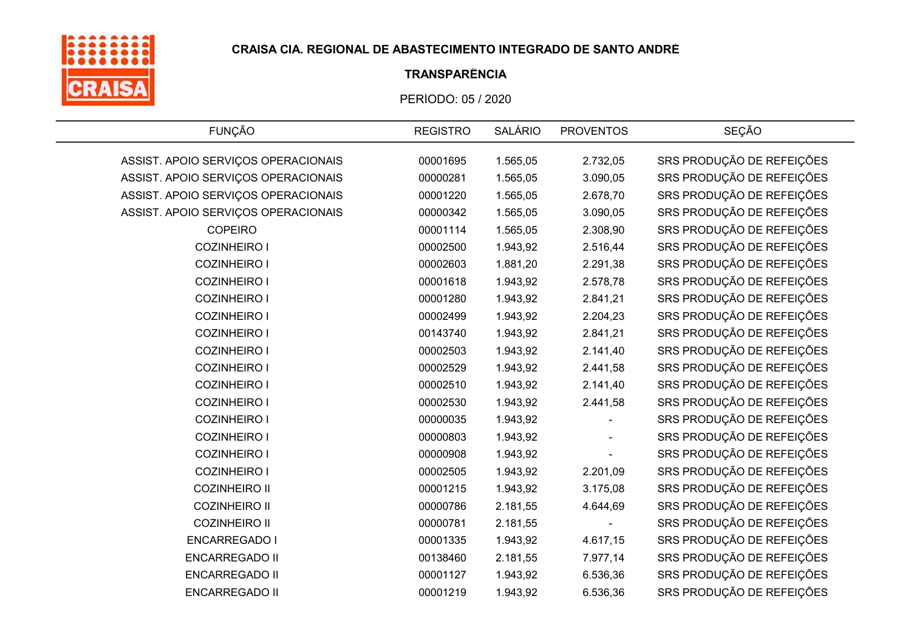**CRAISA CIA. REGIONAL DE ABASTECIMENTO INTEGRADO DE SANTO ANDRÉ**

**TRANSPARÊNCIA**

PERÍODO: 05 / 2020

| FUNÇÃO | REGISTRO | SALÁRIO | PROVENTOS | SEÇÃO |
|---|---|---|---|---|
| ASSIST. APOIO SERVIÇOS OPERACIONAIS | 00001695 | 1.565,05 | 2.732,05 | SRS PRODUÇÃO DE REFEIÇÕES |
| ASSIST. APOIO SERVIÇOS OPERACIONAIS | 00000281 | 1.565,05 | 3.090,05 | SRS PRODUÇÃO DE REFEIÇÕES |
| ASSIST. APOIO SERVIÇOS OPERACIONAIS | 00001220 | 1.565,05 | 2.678,70 | SRS PRODUÇÃO DE REFEIÇÕES |
| ASSIST. APOIO SERVIÇOS OPERACIONAIS | 00000342 | 1.565,05 | 3.090,05 | SRS PRODUÇÃO DE REFEIÇÕES |
| COPEIRO | 00001114 | 1.565,05 | 2.308,90 | SRS PRODUÇÃO DE REFEIÇÕES |
| COZINHEIRO I | 00002500 | 1.943,92 | 2.516,44 | SRS PRODUÇÃO DE REFEIÇÕES |
| COZINHEIRO I | 00002603 | 1.881,20 | 2.291,38 | SRS PRODUÇÃO DE REFEIÇÕES |
| COZINHEIRO I | 00001618 | 1.943,92 | 2.578,78 | SRS PRODUÇÃO DE REFEIÇÕES |
| COZINHEIRO I | 00001280 | 1.943,92 | 2.841,21 | SRS PRODUÇÃO DE REFEIÇÕES |
| COZINHEIRO I | 00002499 | 1.943,92 | 2.204,23 | SRS PRODUÇÃO DE REFEIÇÕES |
| COZINHEIRO I | 00143740 | 1.943,92 | 2.841,21 | SRS PRODUÇÃO DE REFEIÇÕES |
| COZINHEIRO I | 00002503 | 1.943,92 | 2.141,40 | SRS PRODUÇÃO DE REFEIÇÕES |
| COZINHEIRO I | 00002529 | 1.943,92 | 2.441,58 | SRS PRODUÇÃO DE REFEIÇÕES |
| COZINHEIRO I | 00002510 | 1.943,92 | 2.141,40 | SRS PRODUÇÃO DE REFEIÇÕES |
| COZINHEIRO I | 00002530 | 1.943,92 | 2.441,58 | SRS PRODUÇÃO DE REFEIÇÕES |
| COZINHEIRO I | 00000035 | 1.943,92 | - | SRS PRODUÇÃO DE REFEIÇÕES |
| COZINHEIRO I | 00000803 | 1.943,92 | - | SRS PRODUÇÃO DE REFEIÇÕES |
| COZINHEIRO I | 00000908 | 1.943,92 | - | SRS PRODUÇÃO DE REFEIÇÕES |
| COZINHEIRO I | 00002505 | 1.943,92 | 2.201,09 | SRS PRODUÇÃO DE REFEIÇÕES |
| COZINHEIRO II | 00001215 | 1.943,92 | 3.175,08 | SRS PRODUÇÃO DE REFEIÇÕES |
| COZINHEIRO II | 00000786 | 2.181,55 | 4.644,69 | SRS PRODUÇÃO DE REFEIÇÕES |
| COZINHEIRO II | 00000781 | 2.181,55 | - | SRS PRODUÇÃO DE REFEIÇÕES |
| ENCARREGADO I | 00001335 | 1.943,92 | 4.617,15 | SRS PRODUÇÃO DE REFEIÇÕES |
| ENCARREGADO II | 00138460 | 2.181,55 | 7.977,14 | SRS PRODUÇÃO DE REFEIÇÕES |
| ENCARREGADO II | 00001127 | 1.943,92 | 6.536,36 | SRS PRODUÇÃO DE REFEIÇÕES |
| ENCARREGADO II | 00001219 | 1.943,92 | 6.536,36 | SRS PRODUÇÃO DE REFEIÇÕES |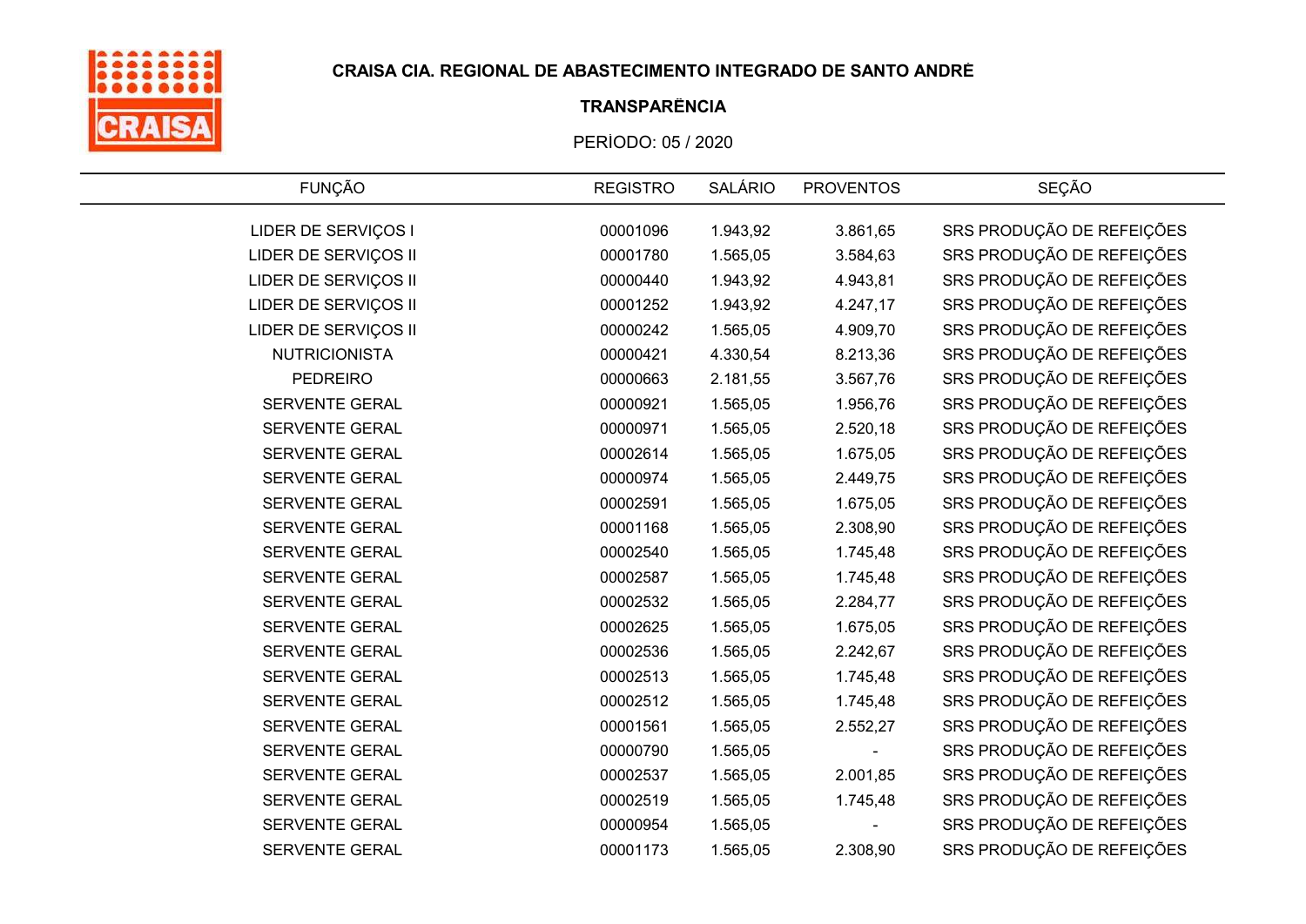**CRAISA CIA. REGIONAL DE ABASTECIMENTO INTEGRADO DE SANTO ANDRÉ**

**TRANSPARÊNCIA**

PERÍODO: 05 / 2020

| FUNÇÃO | REGISTRO | SALÁRIO | PROVENTOS | SEÇÃO |
|---|---|---|---|---|
| LIDER DE SERVIÇOS I | 00001096 | 1.943,92 | 3.861,65 | SRS PRODUÇÃO DE REFEIÇÕES |
| LIDER DE SERVIÇOS II | 00001780 | 1.565,05 | 3.584,63 | SRS PRODUÇÃO DE REFEIÇÕES |
| LIDER DE SERVIÇOS II | 00000440 | 1.943,92 | 4.943,81 | SRS PRODUÇÃO DE REFEIÇÕES |
| LIDER DE SERVIÇOS II | 00001252 | 1.943,92 | 4.247,17 | SRS PRODUÇÃO DE REFEIÇÕES |
| LIDER DE SERVIÇOS II | 00000242 | 1.565,05 | 4.909,70 | SRS PRODUÇÃO DE REFEIÇÕES |
| NUTRICIONISTA | 00000421 | 4.330,54 | 8.213,36 | SRS PRODUÇÃO DE REFEIÇÕES |
| PEDREIRO | 00000663 | 2.181,55 | 3.567,76 | SRS PRODUÇÃO DE REFEIÇÕES |
| SERVENTE GERAL | 00000921 | 1.565,05 | 1.956,76 | SRS PRODUÇÃO DE REFEIÇÕES |
| SERVENTE GERAL | 00000971 | 1.565,05 | 2.520,18 | SRS PRODUÇÃO DE REFEIÇÕES |
| SERVENTE GERAL | 00002614 | 1.565,05 | 1.675,05 | SRS PRODUÇÃO DE REFEIÇÕES |
| SERVENTE GERAL | 00000974 | 1.565,05 | 2.449,75 | SRS PRODUÇÃO DE REFEIÇÕES |
| SERVENTE GERAL | 00002591 | 1.565,05 | 1.675,05 | SRS PRODUÇÃO DE REFEIÇÕES |
| SERVENTE GERAL | 00001168 | 1.565,05 | 2.308,90 | SRS PRODUÇÃO DE REFEIÇÕES |
| SERVENTE GERAL | 00002540 | 1.565,05 | 1.745,48 | SRS PRODUÇÃO DE REFEIÇÕES |
| SERVENTE GERAL | 00002587 | 1.565,05 | 1.745,48 | SRS PRODUÇÃO DE REFEIÇÕES |
| SERVENTE GERAL | 00002532 | 1.565,05 | 2.284,77 | SRS PRODUÇÃO DE REFEIÇÕES |
| SERVENTE GERAL | 00002625 | 1.565,05 | 1.675,05 | SRS PRODUÇÃO DE REFEIÇÕES |
| SERVENTE GERAL | 00002536 | 1.565,05 | 2.242,67 | SRS PRODUÇÃO DE REFEIÇÕES |
| SERVENTE GERAL | 00002513 | 1.565,05 | 1.745,48 | SRS PRODUÇÃO DE REFEIÇÕES |
| SERVENTE GERAL | 00002512 | 1.565,05 | 1.745,48 | SRS PRODUÇÃO DE REFEIÇÕES |
| SERVENTE GERAL | 00001561 | 1.565,05 | 2.552,27 | SRS PRODUÇÃO DE REFEIÇÕES |
| SERVENTE GERAL | 00000790 | 1.565,05 | - | SRS PRODUÇÃO DE REFEIÇÕES |
| SERVENTE GERAL | 00002537 | 1.565,05 | 2.001,85 | SRS PRODUÇÃO DE REFEIÇÕES |
| SERVENTE GERAL | 00002519 | 1.565,05 | 1.745,48 | SRS PRODUÇÃO DE REFEIÇÕES |
| SERVENTE GERAL | 00000954 | 1.565,05 | - | SRS PRODUÇÃO DE REFEIÇÕES |
| SERVENTE GERAL | 00001173 | 1.565,05 | 2.308,90 | SRS PRODUÇÃO DE REFEIÇÕES |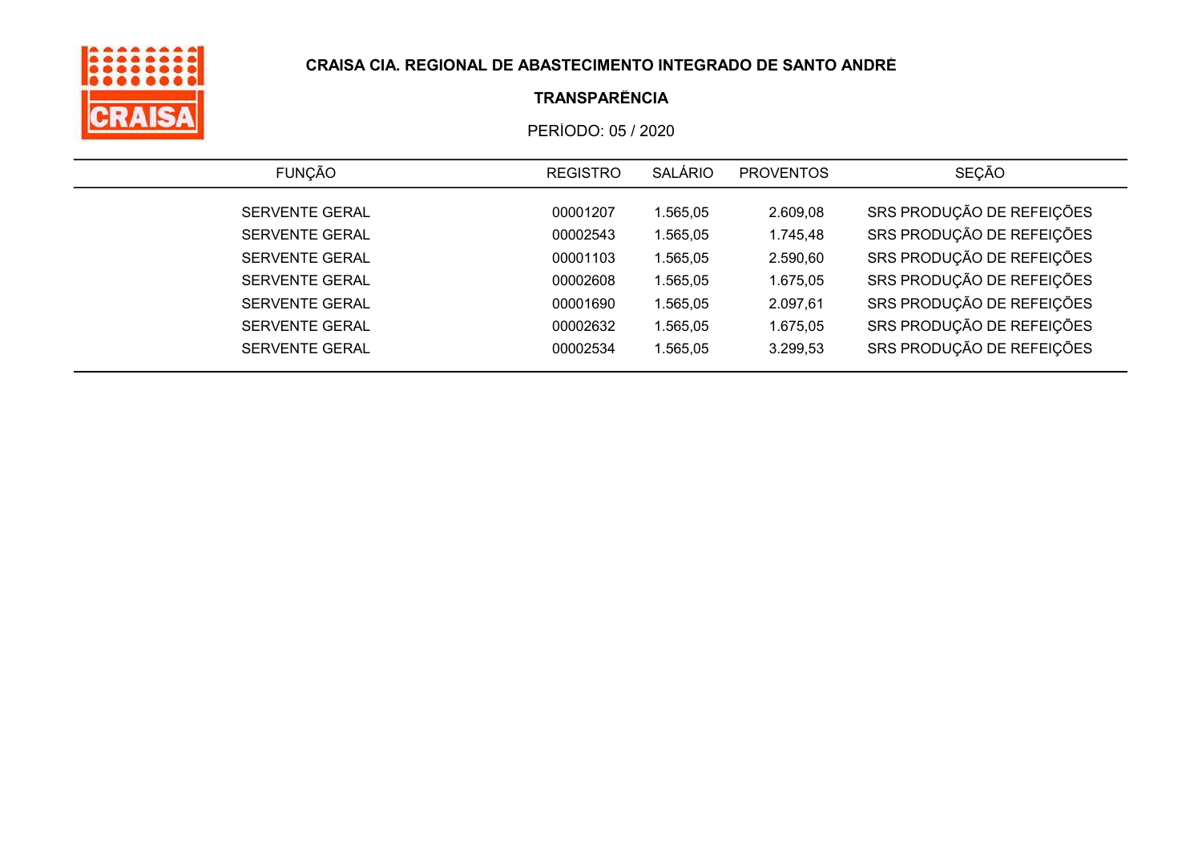**CRAISA CIA. REGIONAL DE ABASTECIMENTO INTEGRADO DE SANTO ANDRÉ**

**TRANSPARÊNCIA**

PERÍODO: 05 / 2020

| FUNÇÃO | REGISTRO | SALÁRIO | PROVENTOS | SEÇÃO |
|---|---|---|---|---|
| SERVENTE GERAL | 00001207 | 1.565,05 | 2.609,08 | SRS PRODUÇÃO DE REFEIÇÕES |
| SERVENTE GERAL | 00002543 | 1.565,05 | 1.745,48 | SRS PRODUÇÃO DE REFEIÇÕES |
| SERVENTE GERAL | 00001103 | 1.565,05 | 2.590,60 | SRS PRODUÇÃO DE REFEIÇÕES |
| SERVENTE GERAL | 00002608 | 1.565,05 | 1.675,05 | SRS PRODUÇÃO DE REFEIÇÕES |
| SERVENTE GERAL | 00001690 | 1.565,05 | 2.097,61 | SRS PRODUÇÃO DE REFEIÇÕES |
| SERVENTE GERAL | 00002632 | 1.565,05 | 1.675,05 | SRS PRODUÇÃO DE REFEIÇÕES |
| SERVENTE GERAL | 00002534 | 1.565,05 | 3.299,53 | SRS PRODUÇÃO DE REFEIÇÕES |